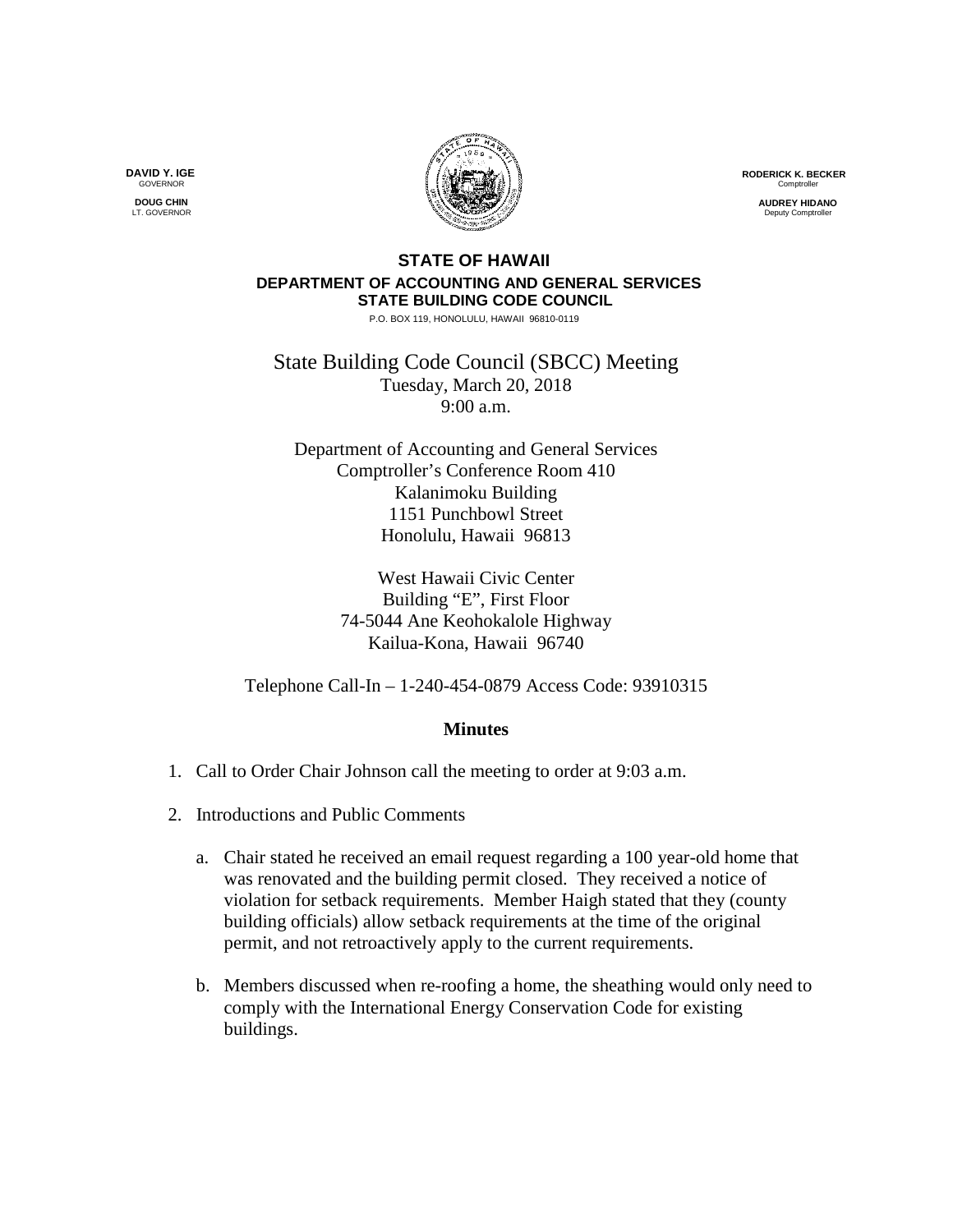**DAVID Y. IGE**
GOVERNOR

**DOUG CHIN**
LT. GOVERNOR

**RODERICK K. BECKER**
Comptroller

**AUDREY HIDANO**
Deputy Comptroller

**STATE OF HAWAII**
**DEPARTMENT OF ACCOUNTING AND GENERAL SERVICES**
**STATE BUILDING CODE COUNCIL**
P.O. BOX 119, HONOLULU, HAWAII 96810-0119

State Building Code Council (SBCC) Meeting
Tuesday, March 20, 2018
9:00 a.m.

Department of Accounting and General Services
Comptroller's Conference Room 410
Kalanimoku Building
1151 Punchbowl Street
Honolulu, Hawaii 96813

West Hawaii Civic Center
Building "E", First Floor
74-5044 Ane Keohokalole Highway
Kailua-Kona, Hawaii 96740

Telephone Call-In – 1-240-454-0879 Access Code: 93910315

**Minutes**

1. Call to Order Chair Johnson call the meeting to order at 9:03 a.m.

2. Introductions and Public Comments

   a. Chair stated he received an email request regarding a 100 year-old home that was renovated and the building permit closed. They received a notice of violation for setback requirements. Member Haigh stated that they (county building officials) allow setback requirements at the time of the original permit, and not retroactively apply to the current requirements.

   b. Members discussed when re-roofing a home, the sheathing would only need to comply with the International Energy Conservation Code for existing buildings.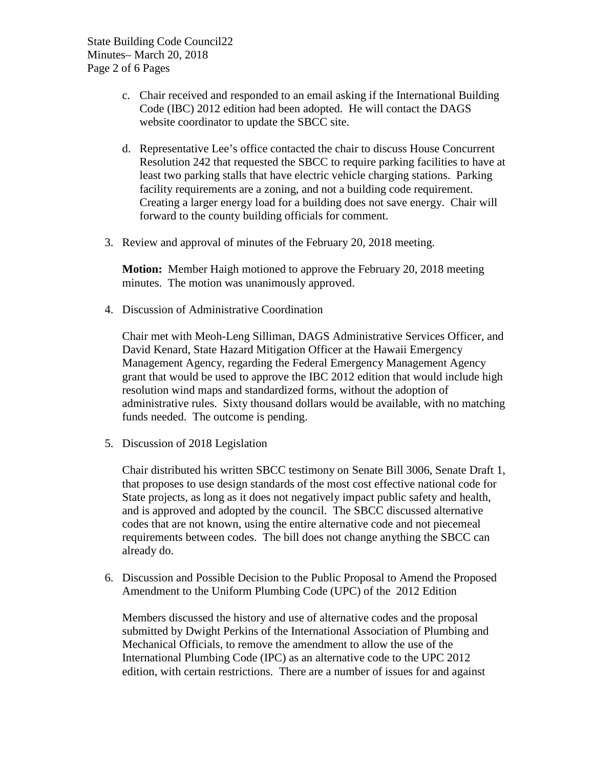c. Chair received and responded to an email asking if the International Building Code (IBC) 2012 edition had been adopted. He will contact the DAGS website coordinator to update the SBCC site.

d. Representative Lee's office contacted the chair to discuss House Concurrent Resolution 242 that requested the SBCC to require parking facilities to have at least two parking stalls that have electric vehicle charging stations. Parking facility requirements are a zoning, and not a building code requirement. Creating a larger energy load for a building does not save energy. Chair will forward to the county building officials for comment.

3. Review and approval of minutes of the February 20, 2018 meeting.

   **Motion:** Member Haigh motioned to approve the February 20, 2018 meeting minutes. The motion was unanimously approved.

4. Discussion of Administrative Coordination

   Chair met with Meoh-Leng Silliman, DAGS Administrative Services Officer, and David Kenard, State Hazard Mitigation Officer at the Hawaii Emergency Management Agency, regarding the Federal Emergency Management Agency grant that would be used to approve the IBC 2012 edition that would include high resolution wind maps and standardized forms, without the adoption of administrative rules. Sixty thousand dollars would be available, with no matching funds needed. The outcome is pending.

5. Discussion of 2018 Legislation

   Chair distributed his written SBCC testimony on Senate Bill 3006, Senate Draft 1, that proposes to use design standards of the most cost effective national code for State projects, as long as it does not negatively impact public safety and health, and is approved and adopted by the council. The SBCC discussed alternative codes that are not known, using the entire alternative code and not piecemeal requirements between codes. The bill does not change anything the SBCC can already do.

6. Discussion and Possible Decision to the Public Proposal to Amend the Proposed Amendment to the Uniform Plumbing Code (UPC) of the 2012 Edition

   Members discussed the history and use of alternative codes and the proposal submitted by Dwight Perkins of the International Association of Plumbing and Mechanical Officials, to remove the amendment to allow the use of the International Plumbing Code (IPC) as an alternative code to the UPC 2012 edition, with certain restrictions. There are a number of issues for and against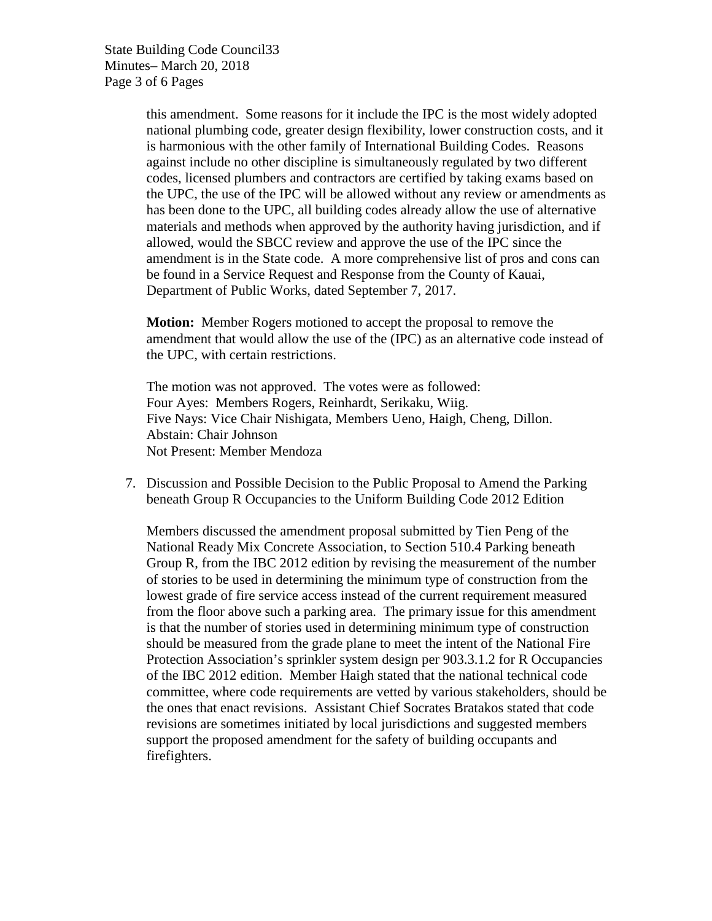this amendment. Some reasons for it include the IPC is the most widely adopted national plumbing code, greater design flexibility, lower construction costs, and it is harmonious with the other family of International Building Codes. Reasons against include no other discipline is simultaneously regulated by two different codes, licensed plumbers and contractors are certified by taking exams based on the UPC, the use of the IPC will be allowed without any review or amendments as has been done to the UPC, all building codes already allow the use of alternative materials and methods when approved by the authority having jurisdiction, and if allowed, would the SBCC review and approve the use of the IPC since the amendment is in the State code. A more comprehensive list of pros and cons can be found in a Service Request and Response from the County of Kauai, Department of Public Works, dated September 7, 2017.

**Motion:** Member Rogers motioned to accept the proposal to remove the amendment that would allow the use of the (IPC) as an alternative code instead of the UPC, with certain restrictions.

The motion was not approved. The votes were as followed:
Four Ayes: Members Rogers, Reinhardt, Serikaku, Wiig.
Five Nays: Vice Chair Nishigata, Members Ueno, Haigh, Cheng, Dillon.
Abstain: Chair Johnson
Not Present: Member Mendoza

7. Discussion and Possible Decision to the Public Proposal to Amend the Parking beneath Group R Occupancies to the Uniform Building Code 2012 Edition

   Members discussed the amendment proposal submitted by Tien Peng of the National Ready Mix Concrete Association, to Section 510.4 Parking beneath Group R, from the IBC 2012 edition by revising the measurement of the number of stories to be used in determining the minimum type of construction from the lowest grade of fire service access instead of the current requirement measured from the floor above such a parking area. The primary issue for this amendment is that the number of stories used in determining minimum type of construction should be measured from the grade plane to meet the intent of the National Fire Protection Association's sprinkler system design per 903.3.1.2 for R Occupancies of the IBC 2012 edition. Member Haigh stated that the national technical code committee, where code requirements are vetted by various stakeholders, should be the ones that enact revisions. Assistant Chief Socrates Bratakos stated that code revisions are sometimes initiated by local jurisdictions and suggested members support the proposed amendment for the safety of building occupants and firefighters.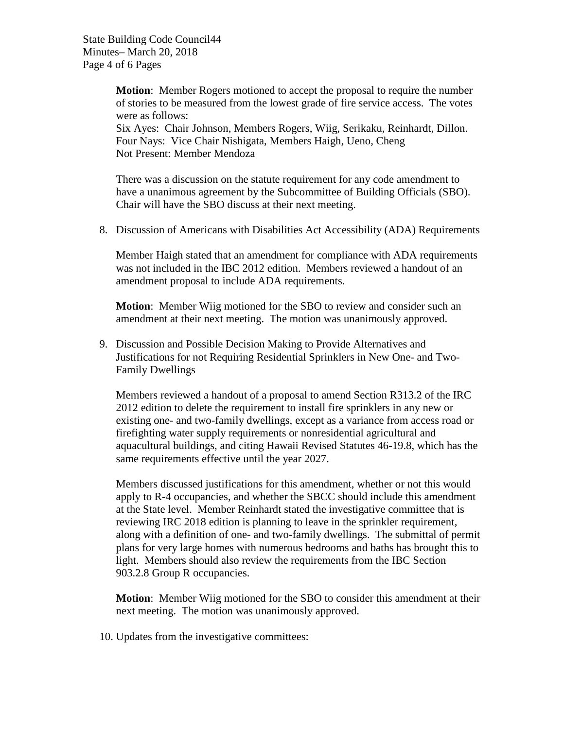**Motion**: Member Rogers motioned to accept the proposal to require the number of stories to be measured from the lowest grade of fire service access. The votes were as follows:
Six Ayes: Chair Johnson, Members Rogers, Wiig, Serikaku, Reinhardt, Dillon.
Four Nays: Vice Chair Nishigata, Members Haigh, Ueno, Cheng
Not Present: Member Mendoza

There was a discussion on the statute requirement for any code amendment to have a unanimous agreement by the Subcommittee of Building Officials (SBO). Chair will have the SBO discuss at their next meeting.

8. Discussion of Americans with Disabilities Act Accessibility (ADA) Requirements

   Member Haigh stated that an amendment for compliance with ADA requirements was not included in the IBC 2012 edition. Members reviewed a handout of an amendment proposal to include ADA requirements.

   **Motion**: Member Wiig motioned for the SBO to review and consider such an amendment at their next meeting. The motion was unanimously approved.

9. Discussion and Possible Decision Making to Provide Alternatives and Justifications for not Requiring Residential Sprinklers in New One- and Two-Family Dwellings

   Members reviewed a handout of a proposal to amend Section R313.2 of the IRC 2012 edition to delete the requirement to install fire sprinklers in any new or existing one- and two-family dwellings, except as a variance from access road or firefighting water supply requirements or nonresidential agricultural and aquacultural buildings, and citing Hawaii Revised Statutes 46-19.8, which has the same requirements effective until the year 2027.

   Members discussed justifications for this amendment, whether or not this would apply to R-4 occupancies, and whether the SBCC should include this amendment at the State level. Member Reinhardt stated the investigative committee that is reviewing IRC 2018 edition is planning to leave in the sprinkler requirement, along with a definition of one- and two-family dwellings. The submittal of permit plans for very large homes with numerous bedrooms and baths has brought this to light. Members should also review the requirements from the IBC Section 903.2.8 Group R occupancies.

   **Motion**: Member Wiig motioned for the SBO to consider this amendment at their next meeting. The motion was unanimously approved.

10. Updates from the investigative committees: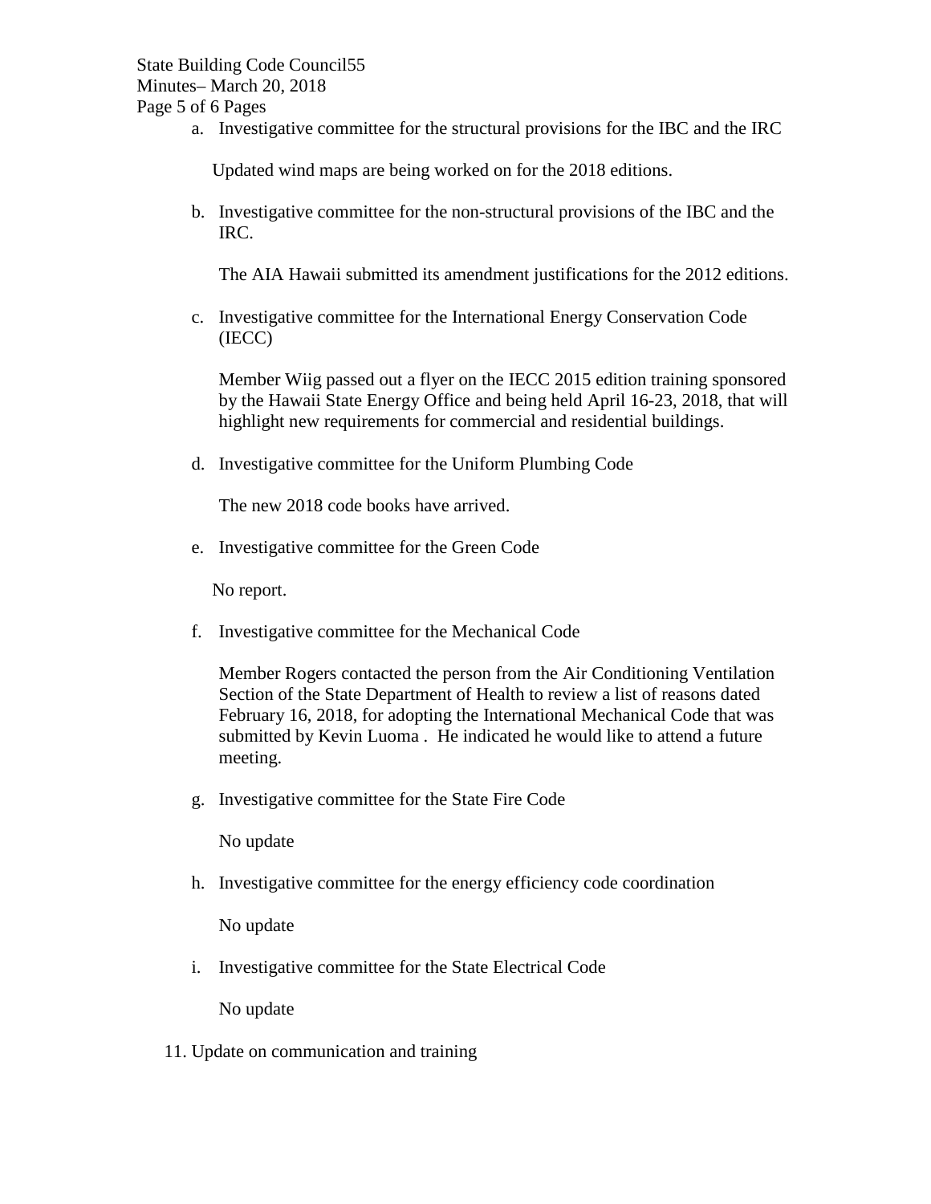a. Investigative committee for the structural provisions for the IBC and the IRC

   Updated wind maps are being worked on for the 2018 editions.

b. Investigative committee for the non-structural provisions of the IBC and the IRC.

   The AIA Hawaii submitted its amendment justifications for the 2012 editions.

c. Investigative committee for the International Energy Conservation Code (IECC)

   Member Wiig passed out a flyer on the IECC 2015 edition training sponsored by the Hawaii State Energy Office and being held April 16-23, 2018, that will highlight new requirements for commercial and residential buildings.

d. Investigative committee for the Uniform Plumbing Code

   The new 2018 code books have arrived.

e. Investigative committee for the Green Code

   No report.

f. Investigative committee for the Mechanical Code

   Member Rogers contacted the person from the Air Conditioning Ventilation Section of the State Department of Health to review a list of reasons dated February 16, 2018, for adopting the International Mechanical Code that was submitted by Kevin Luoma . He indicated he would like to attend a future meeting.

g. Investigative committee for the State Fire Code

   No update

h. Investigative committee for the energy efficiency code coordination

   No update

i. Investigative committee for the State Electrical Code

   No update

11. Update on communication and training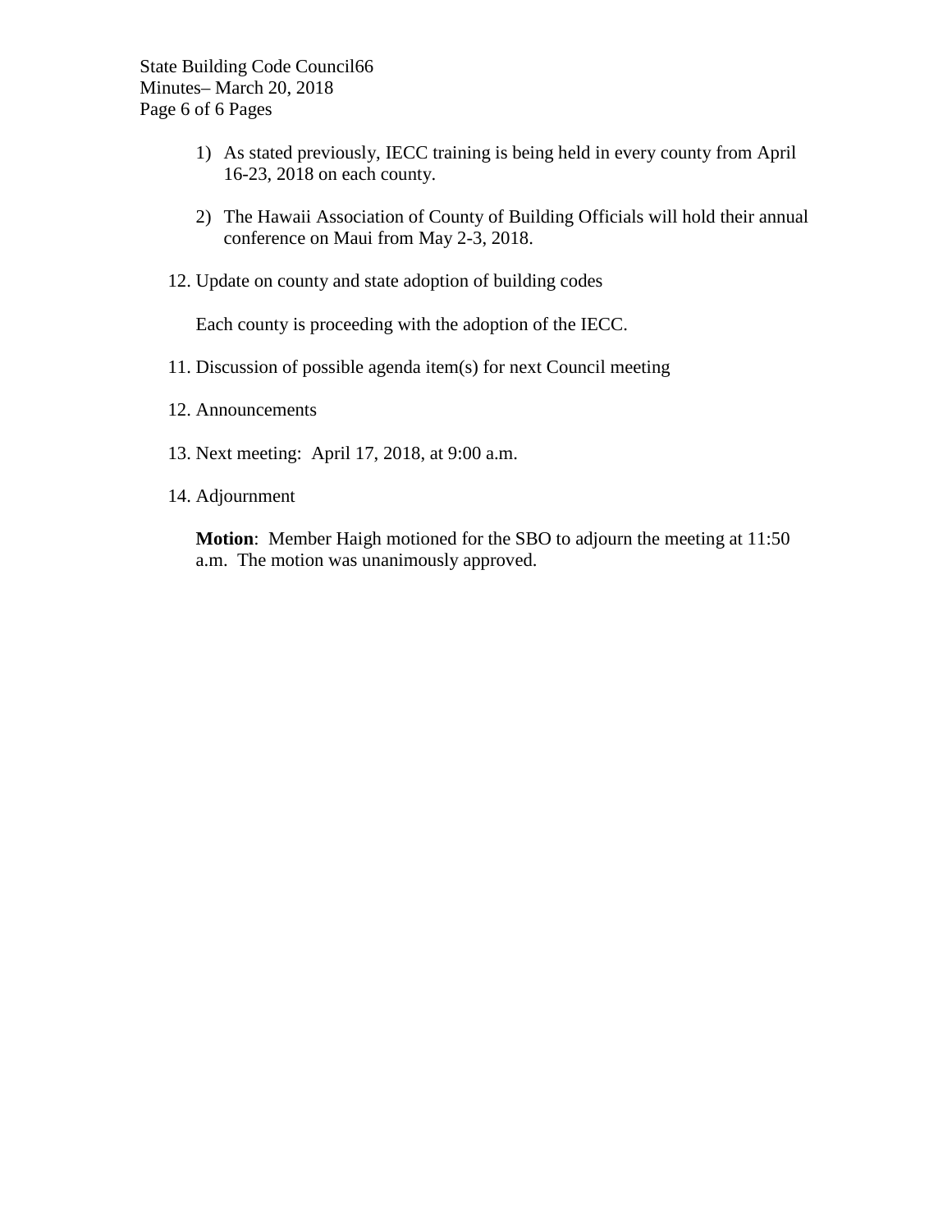1) As stated previously, IECC training is being held in every county from April 16-23, 2018 on each county.

2) The Hawaii Association of County of Building Officials will hold their annual conference on Maui from May 2-3, 2018.

12. Update on county and state adoption of building codes

    Each county is proceeding with the adoption of the IECC.

11. Discussion of possible agenda item(s) for next Council meeting

12. Announcements

13. Next meeting: April 17, 2018, at 9:00 a.m.

14. Adjournment

    **Motion**: Member Haigh motioned for the SBO to adjourn the meeting at 11:50 a.m. The motion was unanimously approved.